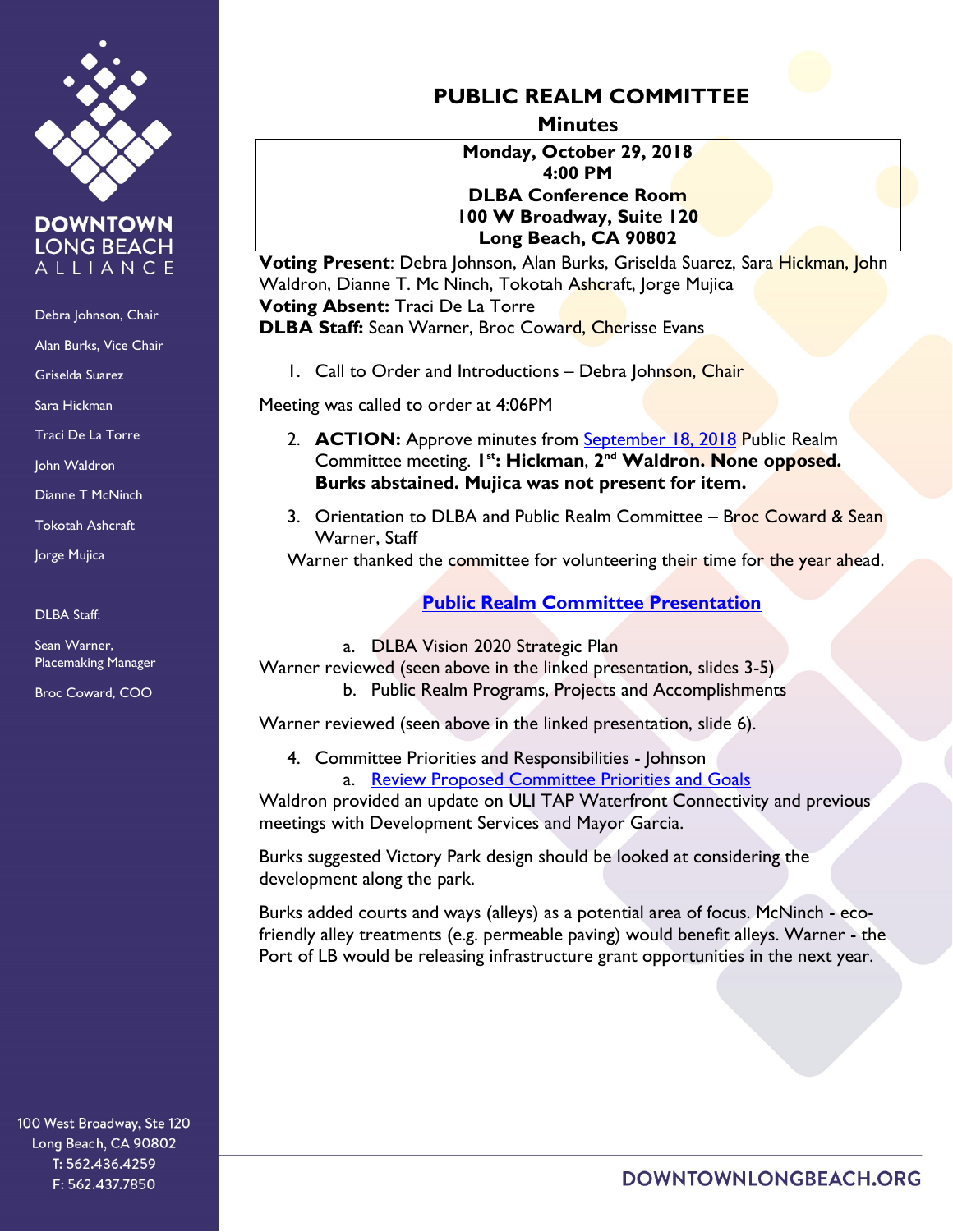# PUBLIC REALM COMMITTEE

## Minutes

**Monday, October 29, 2018**
**4:00 PM**
**DLBA Conference Room**
**100 W Broadway, Suite 120**
**Long Beach, CA 90802**

**Voting Present**: Debra Johnson, Alan Burks, Griselda Suarez, Sara Hickman, John Waldron, Dianne T. Mc Ninch, Tokotah Ashcraft, Jorge Mujica
**Voting Absent:** Traci De La Torre
**DLBA Staff:** Sean Warner, Broc Coward, Cherisse Evans

1. Call to Order and Introductions – Debra Johnson, Chair

Meeting was called to order at 4:06PM

2. **ACTION:** Approve minutes from September 18, 2018 Public Realm Committee meeting. **1st: Hickman, 2nd Waldron. None opposed. Burks abstained. Mujica was not present for item.**

3. Orientation to DLBA and Public Realm Committee – Broc Coward & Sean Warner, Staff

   Warner thanked the committee for volunteering their time for the year ahead.

**Public Realm Committee Presentation**

   a. DLBA Vision 2020 Strategic Plan

Warner reviewed (seen above in the linked presentation, slides 3-5)

   b. Public Realm Programs, Projects and Accomplishments

Warner reviewed (seen above in the linked presentation, slide 6).

4. Committee Priorities and Responsibilities - Johnson

   a. Review Proposed Committee Priorities and Goals

Waldron provided an update on ULI TAP Waterfront Connectivity and previous meetings with Development Services and Mayor Garcia.

Burks suggested Victory Park design should be looked at considering the development along the park.

Burks added courts and ways (alleys) as a potential area of focus. McNinch - eco-friendly alley treatments (e.g. permeable paving) would benefit alleys. Warner - the Port of LB would be releasing infrastructure grant opportunities in the next year.

DOWNTOWN LONG BEACH ALLIANCE

Debra Johnson, Chair
Alan Burks, Vice Chair
Griselda Suarez
Sara Hickman
Traci De La Torre
John Waldron
Dianne T McNinch
Tokotah Ashcraft
Jorge Mujica

DLBA Staff:

Sean Warner, Placemaking Manager
Broc Coward, COO

100 West Broadway, Ste 120
Long Beach, CA 90802
T: 562.436.4259
F: 562.437.7850

DOWNTOWNLONGBEACH.ORG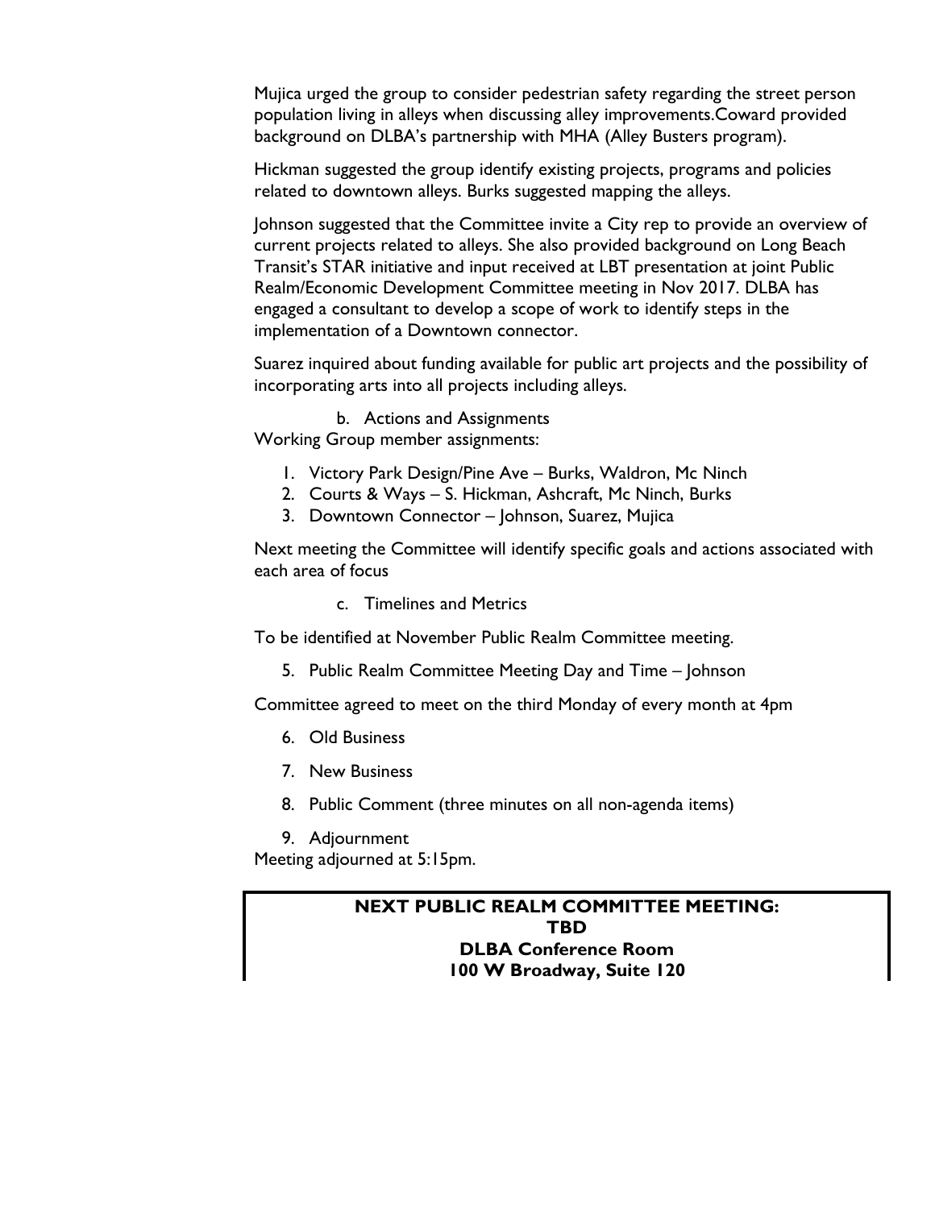Mujica urged the group to consider pedestrian safety regarding the street person population living in alleys when discussing alley improvements.Coward provided background on DLBA's partnership with MHA (Alley Busters program).

Hickman suggested the group identify existing projects, programs and policies related to downtown alleys. Burks suggested mapping the alleys.

Johnson suggested that the Committee invite a City rep to provide an overview of current projects related to alleys. She also provided background on Long Beach Transit's STAR initiative and input received at LBT presentation at joint Public Realm/Economic Development Committee meeting in Nov 2017. DLBA has engaged a consultant to develop a scope of work to identify steps in the implementation of a Downtown connector.

Suarez inquired about funding available for public art projects and the possibility of incorporating arts into all projects including alleys.

b. Actions and Assignments

Working Group member assignments:

1. Victory Park Design/Pine Ave – Burks, Waldron, Mc Ninch
2. Courts & Ways – S. Hickman, Ashcraft, Mc Ninch, Burks
3. Downtown Connector – Johnson, Suarez, Mujica

Next meeting the Committee will identify specific goals and actions associated with each area of focus

c. Timelines and Metrics

To be identified at November Public Realm Committee meeting.

5. Public Realm Committee Meeting Day and Time – Johnson

Committee agreed to meet on the third Monday of every month at 4pm

6. Old Business
7. New Business
8. Public Comment (three minutes on all non-agenda items)
9. Adjournment

Meeting adjourned at 5:15pm.

**NEXT PUBLIC REALM COMMITTEE MEETING:**
**TBD**
**DLBA Conference Room**
**100 W Broadway, Suite 120**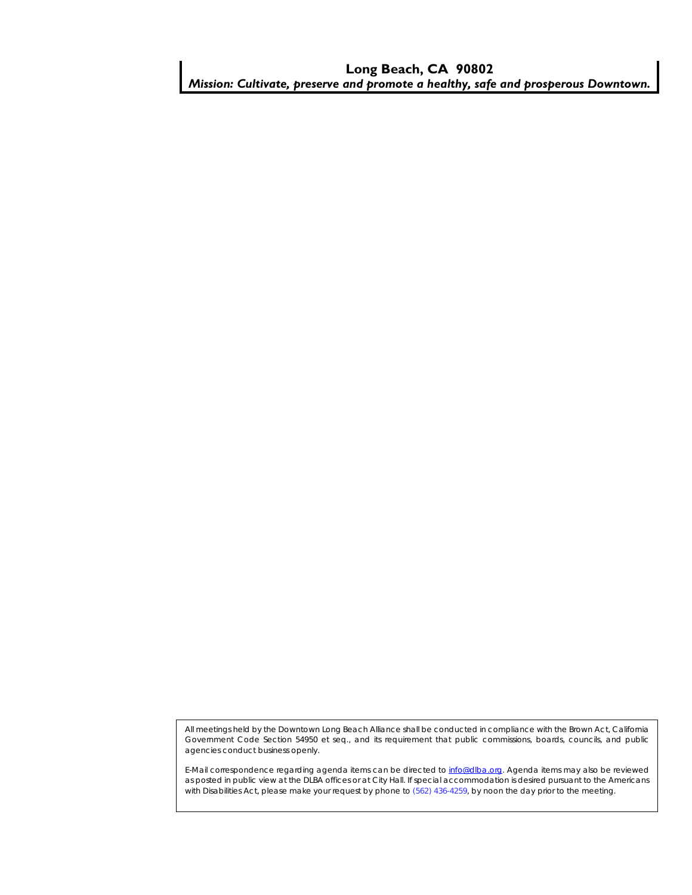All meetings held by the Downtown Long Beach Alliance shall be conducted in compliance with the Brown Act, California Government Code Section 54950 et seq., and its requirement that public commissions, boards, councils, and public agencies conduct business openly.

E-Mail correspondence regarding agenda items can be directed to info@dlba.org. Agenda items may also be reviewed as posted in public view at the DLBA offices or at City Hall. If special accommodation is desired pursuant to the Americans with Disabilities Act, please make your request by phone to (562) 436-4259, by noon the day prior to the meeting.